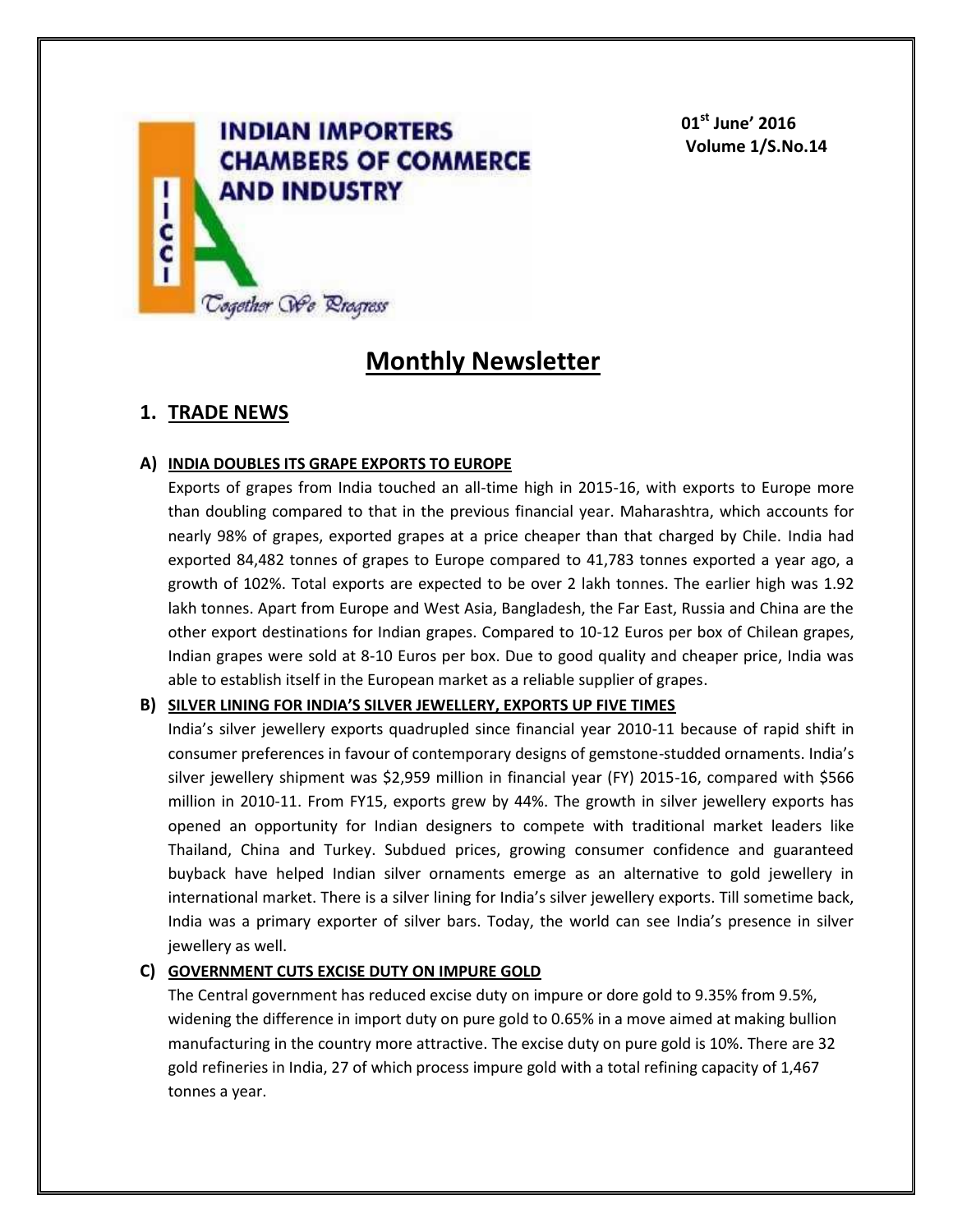**INDIAN IMPORTERS CHAMBERS OF COMMERCE AND INDUSTRY**

IICCI

*Together We Progress*

**01st June' 2016**
**Volume 1/S.No.14**

# Monthly Newsletter

## 1. TRADE NEWS

### A) INDIA DOUBLES ITS GRAPE EXPORTS TO EUROPE

Exports of grapes from India touched an all-time high in 2015-16, with exports to Europe more than doubling compared to that in the previous financial year. Maharashtra, which accounts for nearly 98% of grapes, exported grapes at a price cheaper than that charged by Chile. India had exported 84,482 tonnes of grapes to Europe compared to 41,783 tonnes exported a year ago, a growth of 102%. Total exports are expected to be over 2 lakh tonnes. The earlier high was 1.92 lakh tonnes. Apart from Europe and West Asia, Bangladesh, the Far East, Russia and China are the other export destinations for Indian grapes. Compared to 10-12 Euros per box of Chilean grapes, Indian grapes were sold at 8-10 Euros per box. Due to good quality and cheaper price, India was able to establish itself in the European market as a reliable supplier of grapes.

### B) SILVER LINING FOR INDIA'S SILVER JEWELLERY, EXPORTS UP FIVE TIMES

India's silver jewellery exports quadrupled since financial year 2010-11 because of rapid shift in consumer preferences in favour of contemporary designs of gemstone-studded ornaments. India's silver jewellery shipment was $2,959 million in financial year (FY) 2015-16, compared with $566 million in 2010-11. From FY15, exports grew by 44%. The growth in silver jewellery exports has opened an opportunity for Indian designers to compete with traditional market leaders like Thailand, China and Turkey. Subdued prices, growing consumer confidence and guaranteed buyback have helped Indian silver ornaments emerge as an alternative to gold jewellery in international market. There is a silver lining for India's silver jewellery exports. Till sometime back, India was a primary exporter of silver bars. Today, the world can see India's presence in silver jewellery as well.

### C) GOVERNMENT CUTS EXCISE DUTY ON IMPURE GOLD

The Central government has reduced excise duty on impure or dore gold to 9.35% from 9.5%, widening the difference in import duty on pure gold to 0.65% in a move aimed at making bullion manufacturing in the country more attractive. The excise duty on pure gold is 10%. There are 32 gold refineries in India, 27 of which process impure gold with a total refining capacity of 1,467 tonnes a year.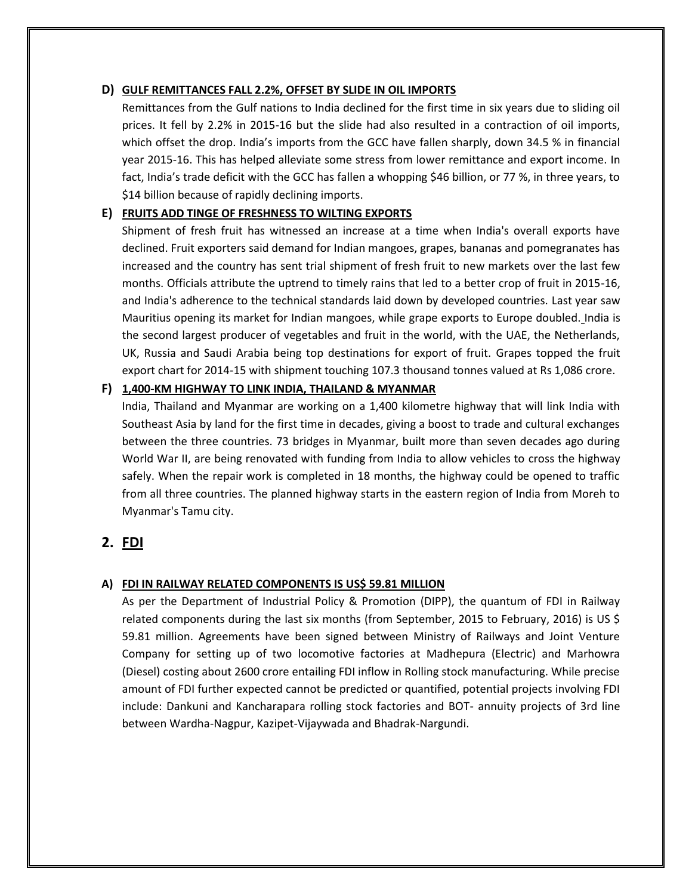### D) GULF REMITTANCES FALL 2.2%, OFFSET BY SLIDE IN OIL IMPORTS

Remittances from the Gulf nations to India declined for the first time in six years due to sliding oil prices. It fell by 2.2% in 2015-16 but the slide had also resulted in a contraction of oil imports, which offset the drop. India's imports from the GCC have fallen sharply, down 34.5 % in financial year 2015-16. This has helped alleviate some stress from lower remittance and export income. In fact, India's trade deficit with the GCC has fallen a whopping $46 billion, or 77 %, in three years, to $14 billion because of rapidly declining imports.

### E) FRUITS ADD TINGE OF FRESHNESS TO WILTING EXPORTS

Shipment of fresh fruit has witnessed an increase at a time when India's overall exports have declined. Fruit exporters said demand for Indian mangoes, grapes, bananas and pomegranates has increased and the country has sent trial shipment of fresh fruit to new markets over the last few months. Officials attribute the uptrend to timely rains that led to a better crop of fruit in 2015-16, and India's adherence to the technical standards laid down by developed countries. Last year saw Mauritius opening its market for Indian mangoes, while grape exports to Europe doubled. India is the second largest producer of vegetables and fruit in the world, with the UAE, the Netherlands, UK, Russia and Saudi Arabia being top destinations for export of fruit. Grapes topped the fruit export chart for 2014-15 with shipment touching 107.3 thousand tonnes valued at Rs 1,086 crore.

### F) 1,400-KM HIGHWAY TO LINK INDIA, THAILAND & MYANMAR

India, Thailand and Myanmar are working on a 1,400 kilometre highway that will link India with Southeast Asia by land for the first time in decades, giving a boost to trade and cultural exchanges between the three countries. 73 bridges in Myanmar, built more than seven decades ago during World War II, are being renovated with funding from India to allow vehicles to cross the highway safely. When the repair work is completed in 18 months, the highway could be opened to traffic from all three countries. The planned highway starts in the eastern region of India from Moreh to Myanmar's Tamu city.

## 2. FDI

### A) FDI IN RAILWAY RELATED COMPONENTS IS US$ 59.81 MILLION

As per the Department of Industrial Policy & Promotion (DIPP), the quantum of FDI in Railway related components during the last six months (from September, 2015 to February, 2016) is US $ 59.81 million. Agreements have been signed between Ministry of Railways and Joint Venture Company for setting up of two locomotive factories at Madhepura (Electric) and Marhowra (Diesel) costing about 2600 crore entailing FDI inflow in Rolling stock manufacturing. While precise amount of FDI further expected cannot be predicted or quantified, potential projects involving FDI include: Dankuni and Kancharapara rolling stock factories and BOT- annuity projects of 3rd line between Wardha-Nagpur, Kazipet-Vijaywada and Bhadrak-Nargundi.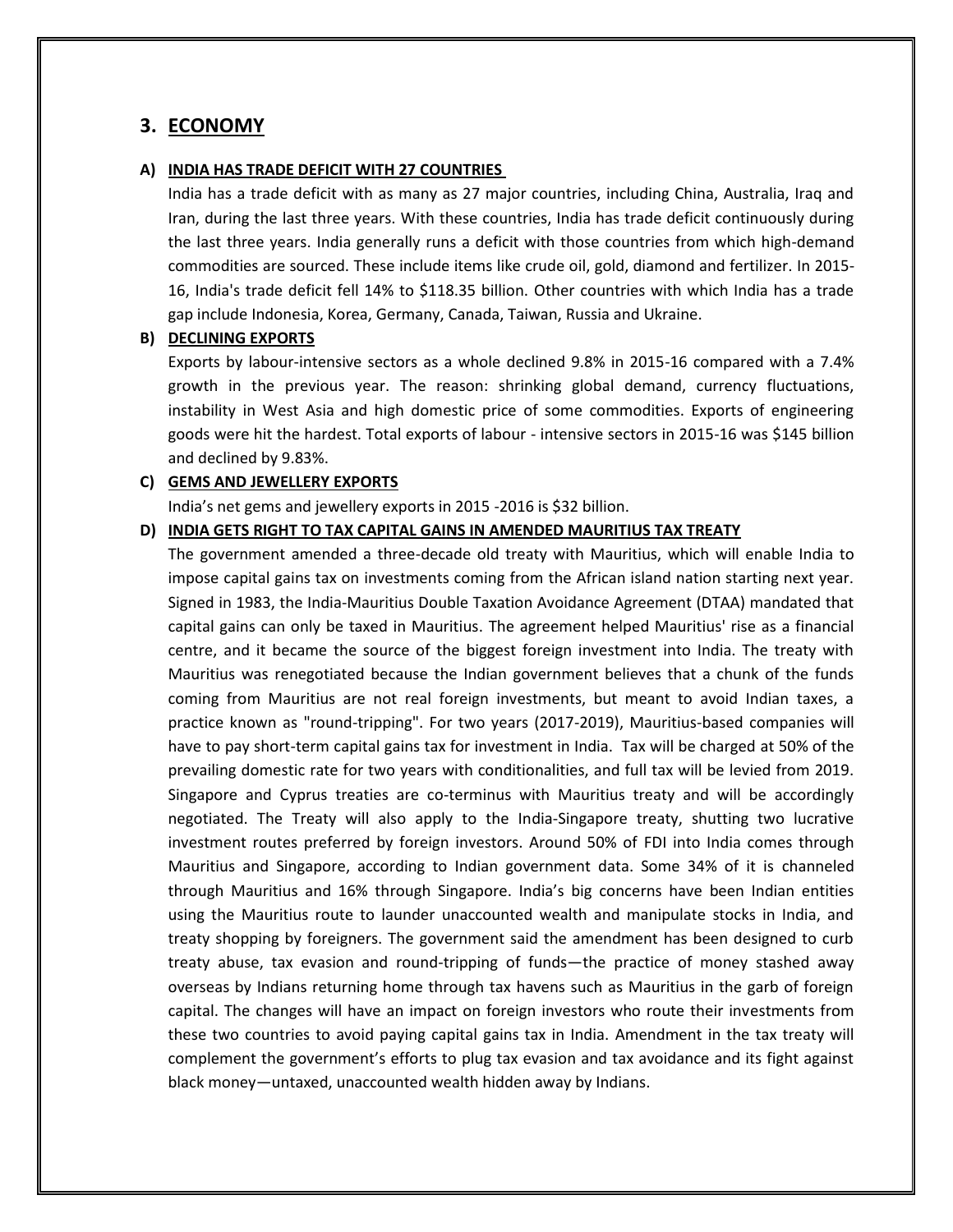## 3. ECONOMY

### A) INDIA HAS TRADE DEFICIT WITH 27 COUNTRIES

India has a trade deficit with as many as 27 major countries, including China, Australia, Iraq and Iran, during the last three years. With these countries, India has trade deficit continuously during the last three years. India generally runs a deficit with those countries from which high-demand commodities are sourced. These include items like crude oil, gold, diamond and fertilizer. In 2015-16, India's trade deficit fell 14% to $118.35 billion. Other countries with which India has a trade gap include Indonesia, Korea, Germany, Canada, Taiwan, Russia and Ukraine.

### B) DECLINING EXPORTS

Exports by labour-intensive sectors as a whole declined 9.8% in 2015-16 compared with a 7.4% growth in the previous year. The reason: shrinking global demand, currency fluctuations, instability in West Asia and high domestic price of some commodities. Exports of engineering goods were hit the hardest. Total exports of labour - intensive sectors in 2015-16 was $145 billion and declined by 9.83%.

### C) GEMS AND JEWELLERY EXPORTS

India's net gems and jewellery exports in 2015 -2016 is $32 billion.

### D) INDIA GETS RIGHT TO TAX CAPITAL GAINS IN AMENDED MAURITIUS TAX TREATY

The government amended a three-decade old treaty with Mauritius, which will enable India to impose capital gains tax on investments coming from the African island nation starting next year. Signed in 1983, the India-Mauritius Double Taxation Avoidance Agreement (DTAA) mandated that capital gains can only be taxed in Mauritius. The agreement helped Mauritius' rise as a financial centre, and it became the source of the biggest foreign investment into India. The treaty with Mauritius was renegotiated because the Indian government believes that a chunk of the funds coming from Mauritius are not real foreign investments, but meant to avoid Indian taxes, a practice known as "round-tripping". For two years (2017-2019), Mauritius-based companies will have to pay short-term capital gains tax for investment in India. Tax will be charged at 50% of the prevailing domestic rate for two years with conditionalities, and full tax will be levied from 2019. Singapore and Cyprus treaties are co-terminus with Mauritius treaty and will be accordingly negotiated. The Treaty will also apply to the India-Singapore treaty, shutting two lucrative investment routes preferred by foreign investors. Around 50% of FDI into India comes through Mauritius and Singapore, according to Indian government data. Some 34% of it is channeled through Mauritius and 16% through Singapore. India's big concerns have been Indian entities using the Mauritius route to launder unaccounted wealth and manipulate stocks in India, and treaty shopping by foreigners. The government said the amendment has been designed to curb treaty abuse, tax evasion and round-tripping of funds—the practice of money stashed away overseas by Indians returning home through tax havens such as Mauritius in the garb of foreign capital. The changes will have an impact on foreign investors who route their investments from these two countries to avoid paying capital gains tax in India. Amendment in the tax treaty will complement the government's efforts to plug tax evasion and tax avoidance and its fight against black money—untaxed, unaccounted wealth hidden away by Indians.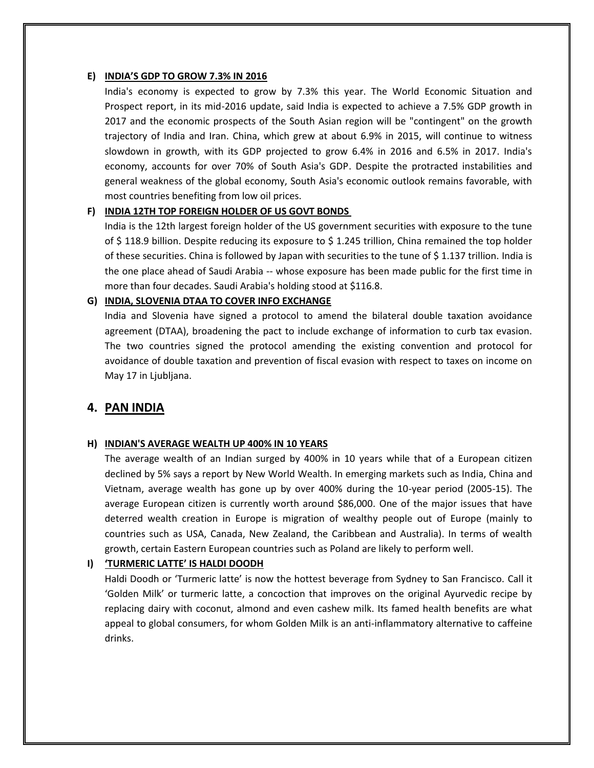#### E) INDIA'S GDP TO GROW 7.3% IN 2016

India's economy is expected to grow by 7.3% this year. The World Economic Situation and Prospect report, in its mid-2016 update, said India is expected to achieve a 7.5% GDP growth in 2017 and the economic prospects of the South Asian region will be "contingent" on the growth trajectory of India and Iran. China, which grew at about 6.9% in 2015, will continue to witness slowdown in growth, with its GDP projected to grow 6.4% in 2016 and 6.5% in 2017. India's economy, accounts for over 70% of South Asia's GDP. Despite the protracted instabilities and general weakness of the global economy, South Asia's economic outlook remains favorable, with most countries benefiting from low oil prices.

#### F) INDIA 12TH TOP FOREIGN HOLDER OF US GOVT BONDS

India is the 12th largest foreign holder of the US government securities with exposure to the tune of $ 118.9 billion. Despite reducing its exposure to $ 1.245 trillion, China remained the top holder of these securities. China is followed by Japan with securities to the tune of $ 1.137 trillion. India is the one place ahead of Saudi Arabia -- whose exposure has been made public for the first time in more than four decades. Saudi Arabia's holding stood at $116.8.

#### G) INDIA, SLOVENIA DTAA TO COVER INFO EXCHANGE

India and Slovenia have signed a protocol to amend the bilateral double taxation avoidance agreement (DTAA), broadening the pact to include exchange of information to curb tax evasion. The two countries signed the protocol amending the existing convention and protocol for avoidance of double taxation and prevention of fiscal evasion with respect to taxes on income on May 17 in Ljubljana.

## 4. PAN INDIA

#### H) INDIAN'S AVERAGE WEALTH UP 400% IN 10 YEARS

The average wealth of an Indian surged by 400% in 10 years while that of a European citizen declined by 5% says a report by New World Wealth. In emerging markets such as India, China and Vietnam, average wealth has gone up by over 400% during the 10-year period (2005-15). The average European citizen is currently worth around $86,000. One of the major issues that have deterred wealth creation in Europe is migration of wealthy people out of Europe (mainly to countries such as USA, Canada, New Zealand, the Caribbean and Australia). In terms of wealth growth, certain Eastern European countries such as Poland are likely to perform well.

#### I) 'TURMERIC LATTE' IS HALDI DOODH

Haldi Doodh or 'Turmeric latte' is now the hottest beverage from Sydney to San Francisco. Call it 'Golden Milk' or turmeric latte, a concoction that improves on the original Ayurvedic recipe by replacing dairy with coconut, almond and even cashew milk. Its famed health benefits are what appeal to global consumers, for whom Golden Milk is an anti-inflammatory alternative to caffeine drinks.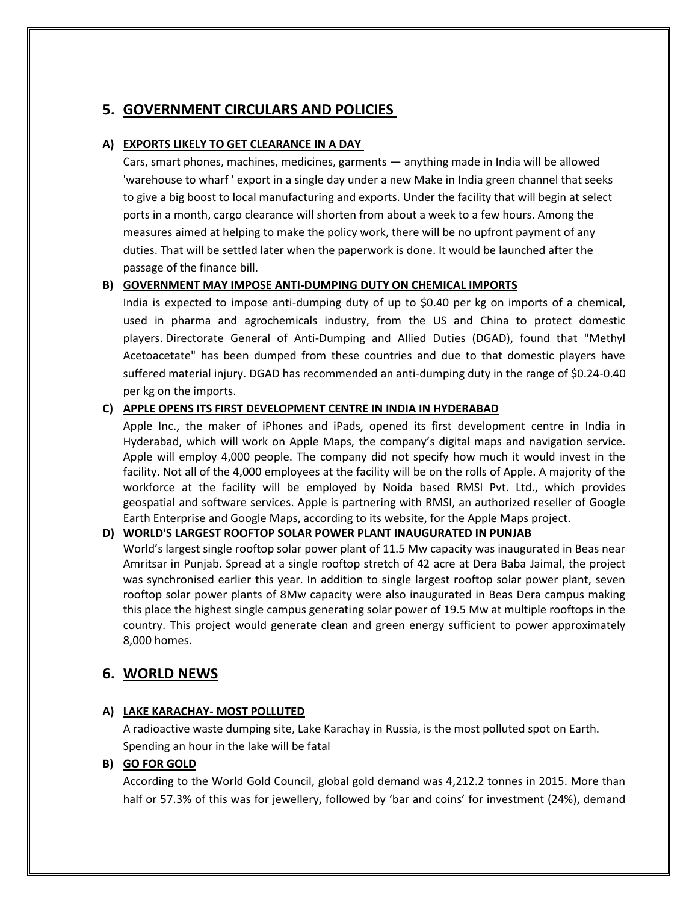## 5. GOVERNMENT CIRCULARS AND POLICIES

### A) EXPORTS LIKELY TO GET CLEARANCE IN A DAY

Cars, smart phones, machines, medicines, garments — anything made in India will be allowed 'warehouse to wharf ' export in a single day under a new Make in India green channel that seeks to give a big boost to local manufacturing and exports. Under the facility that will begin at select ports in a month, cargo clearance will shorten from about a week to a few hours. Among the measures aimed at helping to make the policy work, there will be no upfront payment of any duties. That will be settled later when the paperwork is done. It would be launched after the passage of the finance bill.

### B) GOVERNMENT MAY IMPOSE ANTI-DUMPING DUTY ON CHEMICAL IMPORTS

India is expected to impose anti-dumping duty of up to $0.40 per kg on imports of a chemical, used in pharma and agrochemicals industry, from the US and China to protect domestic players. Directorate General of Anti-Dumping and Allied Duties (DGAD), found that "Methyl Acetoacetate" has been dumped from these countries and due to that domestic players have suffered material injury. DGAD has recommended an anti-dumping duty in the range of $0.24-0.40 per kg on the imports.

### C) APPLE OPENS ITS FIRST DEVELOPMENT CENTRE IN INDIA IN HYDERABAD

Apple Inc., the maker of iPhones and iPads, opened its first development centre in India in Hyderabad, which will work on Apple Maps, the company's digital maps and navigation service. Apple will employ 4,000 people. The company did not specify how much it would invest in the facility. Not all of the 4,000 employees at the facility will be on the rolls of Apple. A majority of the workforce at the facility will be employed by Noida based RMSI Pvt. Ltd., which provides geospatial and software services. Apple is partnering with RMSI, an authorized reseller of Google Earth Enterprise and Google Maps, according to its website, for the Apple Maps project.

### D) WORLD'S LARGEST ROOFTOP SOLAR POWER PLANT INAUGURATED IN PUNJAB

World's largest single rooftop solar power plant of 11.5 Mw capacity was inaugurated in Beas near Amritsar in Punjab. Spread at a single rooftop stretch of 42 acre at Dera Baba Jaimal, the project was synchronised earlier this year. In addition to single largest rooftop solar power plant, seven rooftop solar power plants of 8Mw capacity were also inaugurated in Beas Dera campus making this place the highest single campus generating solar power of 19.5 Mw at multiple rooftops in the country. This project would generate clean and green energy sufficient to power approximately 8,000 homes.

## 6. WORLD NEWS

### A) LAKE KARACHAY- MOST POLLUTED

A radioactive waste dumping site, Lake Karachay in Russia, is the most polluted spot on Earth. Spending an hour in the lake will be fatal

### B) GO FOR GOLD

According to the World Gold Council, global gold demand was 4,212.2 tonnes in 2015. More than half or 57.3% of this was for jewellery, followed by 'bar and coins' for investment (24%), demand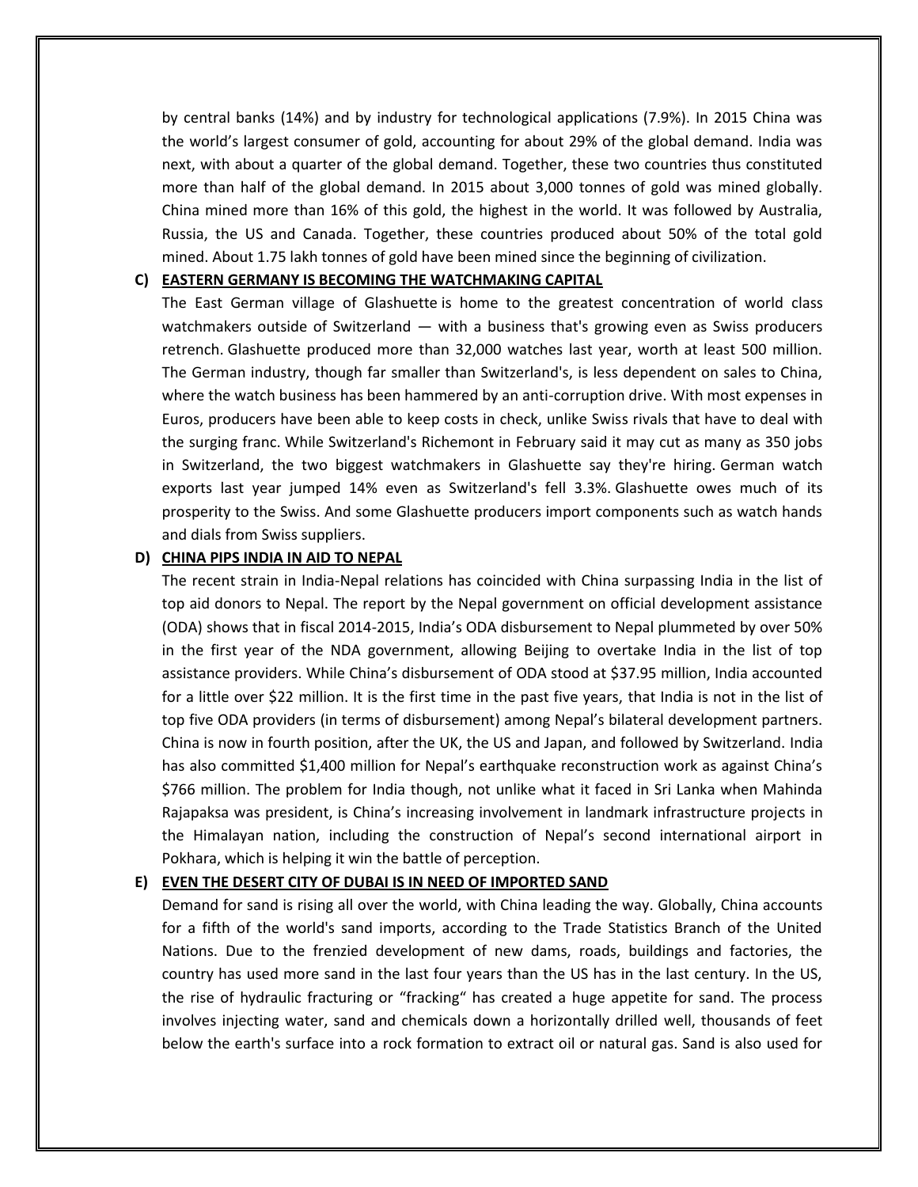by central banks (14%) and by industry for technological applications (7.9%). In 2015 China was the world's largest consumer of gold, accounting for about 29% of the global demand. India was next, with about a quarter of the global demand. Together, these two countries thus constituted more than half of the global demand. In 2015 about 3,000 tonnes of gold was mined globally. China mined more than 16% of this gold, the highest in the world. It was followed by Australia, Russia, the US and Canada. Together, these countries produced about 50% of the total gold mined. About 1.75 lakh tonnes of gold have been mined since the beginning of civilization.

**C) <u>EASTERN GERMANY IS BECOMING THE WATCHMAKING CAPITAL</u>**

The East German village of Glashuette is home to the greatest concentration of world class watchmakers outside of Switzerland — with a business that's growing even as Swiss producers retrench. Glashuette produced more than 32,000 watches last year, worth at least 500 million. The German industry, though far smaller than Switzerland's, is less dependent on sales to China, where the watch business has been hammered by an anti-corruption drive. With most expenses in Euros, producers have been able to keep costs in check, unlike Swiss rivals that have to deal with the surging franc. While Switzerland's Richemont in February said it may cut as many as 350 jobs in Switzerland, the two biggest watchmakers in Glashuette say they're hiring. German watch exports last year jumped 14% even as Switzerland's fell 3.3%. Glashuette owes much of its prosperity to the Swiss. And some Glashuette producers import components such as watch hands and dials from Swiss suppliers.

**D) <u>CHINA PIPS INDIA IN AID TO NEPAL</u>**

The recent strain in India-Nepal relations has coincided with China surpassing India in the list of top aid donors to Nepal. The report by the Nepal government on official development assistance (ODA) shows that in fiscal 2014-2015, India's ODA disbursement to Nepal plummeted by over 50% in the first year of the NDA government, allowing Beijing to overtake India in the list of top assistance providers. While China's disbursement of ODA stood at $37.95 million, India accounted for a little over $22 million. It is the first time in the past five years, that India is not in the list of top five ODA providers (in terms of disbursement) among Nepal's bilateral development partners. China is now in fourth position, after the UK, the US and Japan, and followed by Switzerland. India has also committed $1,400 million for Nepal's earthquake reconstruction work as against China's $766 million. The problem for India though, not unlike what it faced in Sri Lanka when Mahinda Rajapaksa was president, is China's increasing involvement in landmark infrastructure projects in the Himalayan nation, including the construction of Nepal's second international airport in Pokhara, which is helping it win the battle of perception.

**E) <u>EVEN THE DESERT CITY OF DUBAI IS IN NEED OF IMPORTED SAND</u>**

Demand for sand is rising all over the world, with China leading the way. Globally, China accounts for a fifth of the world's sand imports, according to the Trade Statistics Branch of the United Nations. Due to the frenzied development of new dams, roads, buildings and factories, the country has used more sand in the last four years than the US has in the last century. In the US, the rise of hydraulic fracturing or "fracking" has created a huge appetite for sand. The process involves injecting water, sand and chemicals down a horizontally drilled well, thousands of feet below the earth's surface into a rock formation to extract oil or natural gas. Sand is also used for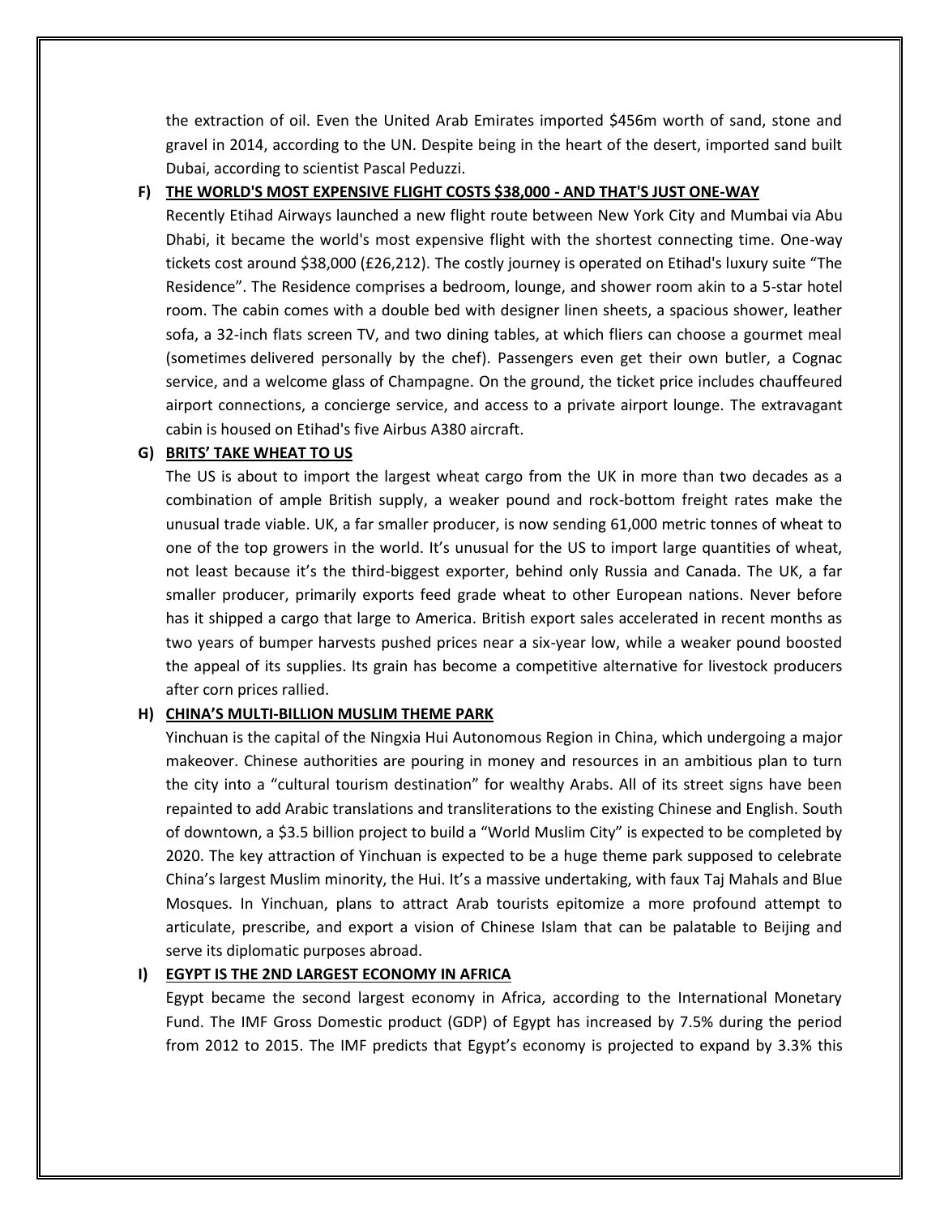the extraction of oil. Even the United Arab Emirates imported $456m worth of sand, stone and gravel in 2014, according to the UN. Despite being in the heart of the desert, imported sand built Dubai, according to scientist Pascal Peduzzi.

**F) <u>THE WORLD'S MOST EXPENSIVE FLIGHT COSTS $38,000 - AND THAT'S JUST ONE-WAY</u>**

Recently Etihad Airways launched a new flight route between New York City and Mumbai via Abu Dhabi, it became the world's most expensive flight with the shortest connecting time. One-way tickets cost around $38,000 (£26,212). The costly journey is operated on Etihad's luxury suite "The Residence". The Residence comprises a bedroom, lounge, and shower room akin to a 5-star hotel room. The cabin comes with a double bed with designer linen sheets, a spacious shower, leather sofa, a 32-inch flats screen TV, and two dining tables, at which fliers can choose a gourmet meal (sometimes delivered personally by the chef). Passengers even get their own butler, a Cognac service, and a welcome glass of Champagne. On the ground, the ticket price includes chauffeured airport connections, a concierge service, and access to a private airport lounge. The extravagant cabin is housed on Etihad's five Airbus A380 aircraft.

**G) <u>BRITS' TAKE WHEAT TO US</u>**

The US is about to import the largest wheat cargo from the UK in more than two decades as a combination of ample British supply, a weaker pound and rock-bottom freight rates make the unusual trade viable. UK, a far smaller producer, is now sending 61,000 metric tonnes of wheat to one of the top growers in the world. It's unusual for the US to import large quantities of wheat, not least because it's the third-biggest exporter, behind only Russia and Canada. The UK, a far smaller producer, primarily exports feed grade wheat to other European nations. Never before has it shipped a cargo that large to America. British export sales accelerated in recent months as two years of bumper harvests pushed prices near a six-year low, while a weaker pound boosted the appeal of its supplies. Its grain has become a competitive alternative for livestock producers after corn prices rallied.

**H) <u>CHINA'S MULTI-BILLION MUSLIM THEME PARK</u>**

Yinchuan is the capital of the Ningxia Hui Autonomous Region in China, which undergoing a major makeover. Chinese authorities are pouring in money and resources in an ambitious plan to turn the city into a "cultural tourism destination" for wealthy Arabs. All of its street signs have been repainted to add Arabic translations and transliterations to the existing Chinese and English. South of downtown, a $3.5 billion project to build a "World Muslim City" is expected to be completed by 2020. The key attraction of Yinchuan is expected to be a huge theme park supposed to celebrate China's largest Muslim minority, the Hui. It's a massive undertaking, with faux Taj Mahals and Blue Mosques. In Yinchuan, plans to attract Arab tourists epitomize a more profound attempt to articulate, prescribe, and export a vision of Chinese Islam that can be palatable to Beijing and serve its diplomatic purposes abroad.

**I) <u>EGYPT IS THE 2ND LARGEST ECONOMY IN AFRICA</u>**

Egypt became the second largest economy in Africa, according to the International Monetary Fund. The IMF Gross Domestic product (GDP) of Egypt has increased by 7.5% during the period from 2012 to 2015. The IMF predicts that Egypt's economy is projected to expand by 3.3% this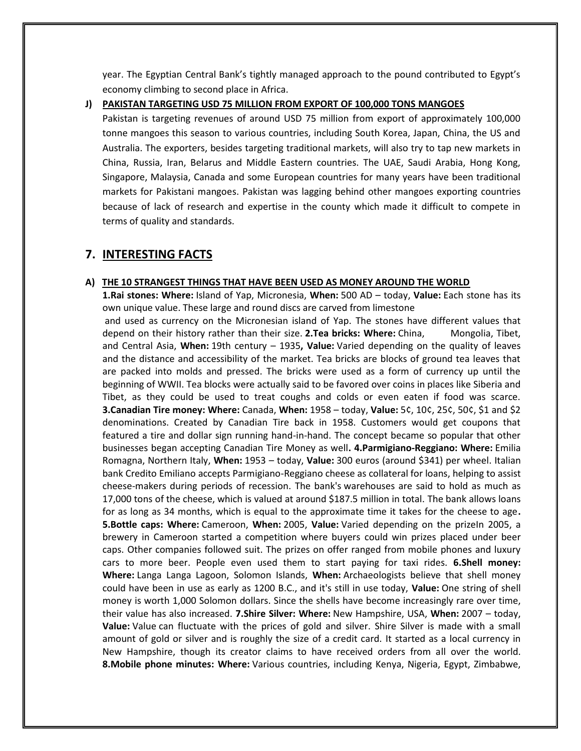year. The Egyptian Central Bank's tightly managed approach to the pound contributed to Egypt's economy climbing to second place in Africa.

**J) PAKISTAN TARGETING USD 75 MILLION FROM EXPORT OF 100,000 TONS MANGOES**

Pakistan is targeting revenues of around USD 75 million from export of approximately 100,000 tonne mangoes this season to various countries, including South Korea, Japan, China, the US and Australia. The exporters, besides targeting traditional markets, will also try to tap new markets in China, Russia, Iran, Belarus and Middle Eastern countries. The UAE, Saudi Arabia, Hong Kong, Singapore, Malaysia, Canada and some European countries for many years have been traditional markets for Pakistani mangoes. Pakistan was lagging behind other mangoes exporting countries because of lack of research and expertise in the county which made it difficult to compete in terms of quality and standards.

## 7. INTERESTING FACTS

**A) THE 10 STRANGEST THINGS THAT HAVE BEEN USED AS MONEY AROUND THE WORLD**

**1.Rai stones: Where:** Island of Yap, Micronesia, **When:** 500 AD – today, **Value:** Each stone has its own unique value. These large and round discs are carved from limestone and used as currency on the Micronesian island of Yap. The stones have different values that depend on their history rather than their size. **2.Tea bricks: Where:** China, Mongolia, Tibet, and Central Asia, **When:** 19th century – 1935**, Value:** Varied depending on the quality of leaves and the distance and accessibility of the market. Tea bricks are blocks of ground tea leaves that are packed into molds and pressed. The bricks were used as a form of currency up until the beginning of WWII. Tea blocks were actually said to be favored over coins in places like Siberia and Tibet, as they could be used to treat coughs and colds or even eaten if food was scarce. **3.Canadian Tire money: Where:** Canada, **When:** 1958 – today, **Value:** 5¢, 10¢, 25¢, 50¢, $1 and $2 denominations. Created by Canadian Tire back in 1958. Customers would get coupons that featured a tire and dollar sign running hand-in-hand. The concept became so popular that other businesses began accepting Canadian Tire Money as well**. 4.Parmigiano-Reggiano: Where:** Emilia Romagna, Northern Italy, **When:** 1953 – today, **Value:** 300 euros (around $341) per wheel. Italian bank Credito Emiliano accepts Parmigiano-Reggiano cheese as collateral for loans, helping to assist cheese-makers during periods of recession. The bank's warehouses are said to hold as much as 17,000 tons of the cheese, which is valued at around $187.5 million in total. The bank allows loans for as long as 34 months, which is equal to the approximate time it takes for the cheese to age**. 5.Bottle caps: Where:** Cameroon, **When:** 2005, **Value:** Varied depending on the prizeIn 2005, a brewery in Cameroon started a competition where buyers could win prizes placed under beer caps. Other companies followed suit. The prizes on offer ranged from mobile phones and luxury cars to more beer. People even used them to start paying for taxi rides. **6.Shell money: Where:** Langa Langa Lagoon, Solomon Islands, **When:** Archaeologists believe that shell money could have been in use as early as 1200 B.C., and it's still in use today, **Value:** One string of shell money is worth 1,000 Solomon dollars. Since the shells have become increasingly rare over time, their value has also increased. **7.Shire Silver: Where:** New Hampshire, USA, **When:** 2007 – today, **Value:** Value can fluctuate with the prices of gold and silver. Shire Silver is made with a small amount of gold or silver and is roughly the size of a credit card. It started as a local currency in New Hampshire, though its creator claims to have received orders from all over the world. **8.Mobile phone minutes: Where:** Various countries, including Kenya, Nigeria, Egypt, Zimbabwe,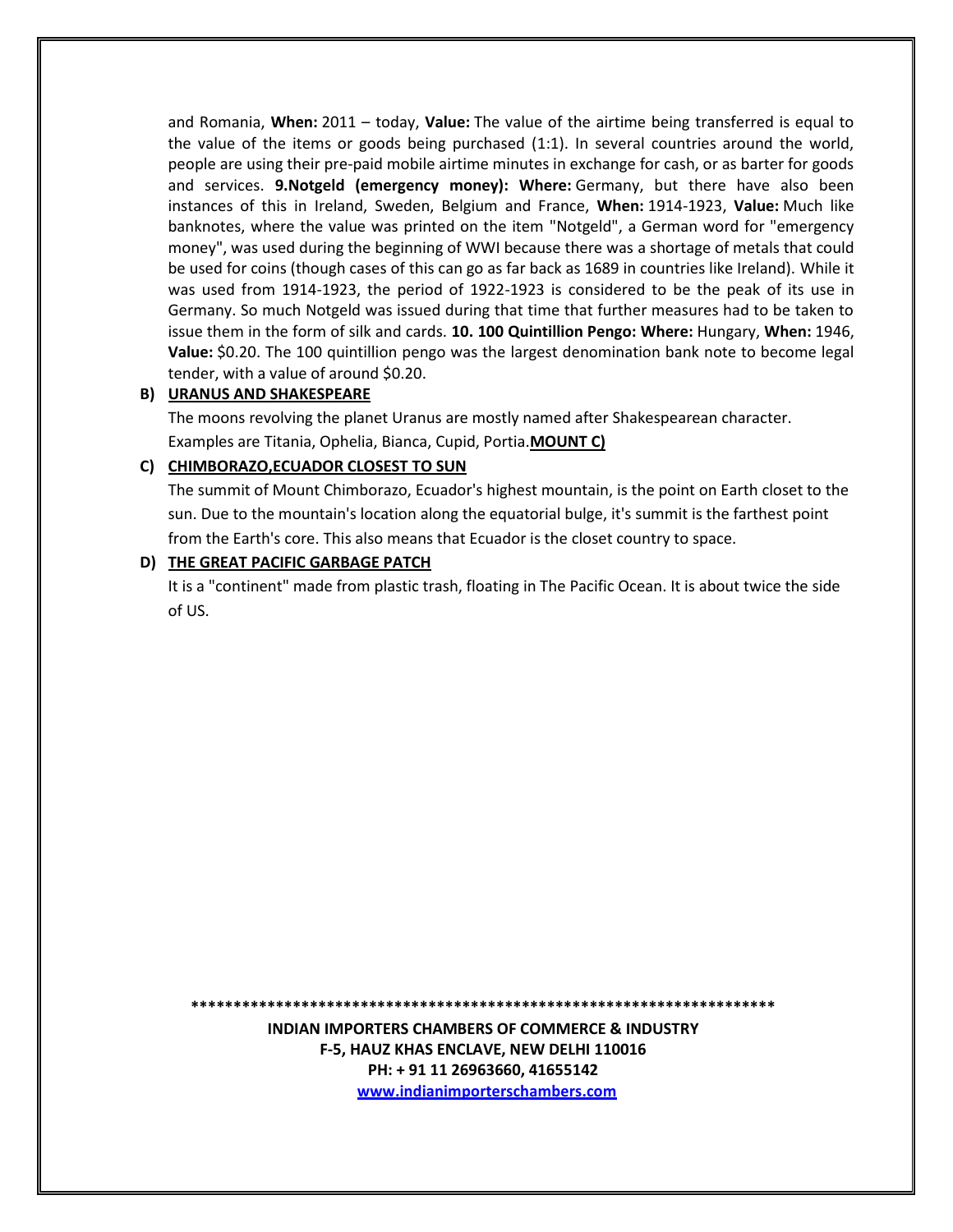and Romania, **When:** 2011 – today, **Value:** The value of the airtime being transferred is equal to the value of the items or goods being purchased (1:1). In several countries around the world, people are using their pre-paid mobile airtime minutes in exchange for cash, or as barter for goods and services. **9.Notgeld (emergency money): Where:** Germany, but there have also been instances of this in Ireland, Sweden, Belgium and France, **When:** 1914-1923, **Value:** Much like banknotes, where the value was printed on the item "Notgeld", a German word for "emergency money", was used during the beginning of WWI because there was a shortage of metals that could be used for coins (though cases of this can go as far back as 1689 in countries like Ireland). While it was used from 1914-1923, the period of 1922-1923 is considered to be the peak of its use in Germany. So much Notgeld was issued during that time that further measures had to be taken to issue them in the form of silk and cards. **10. 100 Quintillion Pengo: Where:** Hungary, **When:** 1946, **Value:** $0.20. The 100 quintillion pengo was the largest denomination bank note to become legal tender, with a value of around $0.20.

**B) URANUS AND SHAKESPEARE**

The moons revolving the planet Uranus are mostly named after Shakespearean character. Examples are Titania, Ophelia, Bianca, Cupid, Portia.**MOUNT C)**

**C) CHIMBORAZO,ECUADOR CLOSEST TO SUN**

The summit of Mount Chimborazo, Ecuador's highest mountain, is the point on Earth closet to the sun. Due to the mountain's location along the equatorial bulge, it's summit is the farthest point from the Earth's core. This also means that Ecuador is the closet country to space.

**D) THE GREAT PACIFIC GARBAGE PATCH**

It is a "continent" made from plastic trash, floating in The Pacific Ocean. It is about twice the side of US.

**********************************************************************

**INDIAN IMPORTERS CHAMBERS OF COMMERCE & INDUSTRY**
**F-5, HAUZ KHAS ENCLAVE, NEW DELHI 110016**
**PH: + 91 11 26963660, 41655142**
**www.indianimporterschambers.com**